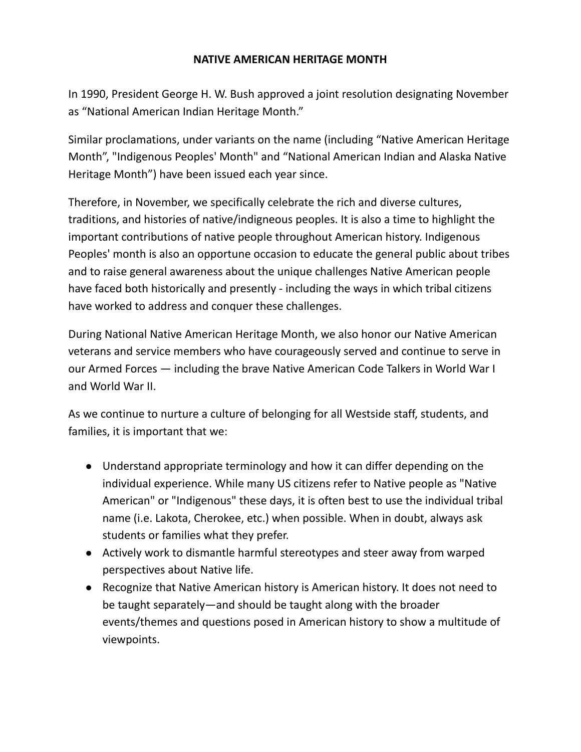# NATIVE AMERICAN HERITAGE MONTH

In 1990, President George H. W. Bush approved a joint resolution designating November as “National American Indian Heritage Month.”

Similar proclamations, under variants on the name (including “Native American Heritage Month”, "Indigenous Peoples' Month" and “National American Indian and Alaska Native Heritage Month”) have been issued each year since.

Therefore, in November, we specifically celebrate the rich and diverse cultures, traditions, and histories of native/indigneous peoples. It is also a time to highlight the important contributions of native people throughout American history. Indigenous Peoples' month is also an opportune occasion to educate the general public about tribes and to raise general awareness about the unique challenges Native American people have faced both historically and presently - including the ways in which tribal citizens have worked to address and conquer these challenges.

During National Native American Heritage Month, we also honor our Native American veterans and service members who have courageously served and continue to serve in our Armed Forces — including the brave Native American Code Talkers in World War I and World War II.

As we continue to nurture a culture of belonging for all Westside staff, students, and families, it is important that we:

- Understand appropriate terminology and how it can differ depending on the individual experience. While many US citizens refer to Native people as "Native American" or "Indigenous" these days, it is often best to use the individual tribal name (i.e. Lakota, Cherokee, etc.) when possible. When in doubt, always ask students or families what they prefer.
- Actively work to dismantle harmful stereotypes and steer away from warped perspectives about Native life.
- Recognize that Native American history is American history. It does not need to be taught separately—and should be taught along with the broader events/themes and questions posed in American history to show a multitude of viewpoints.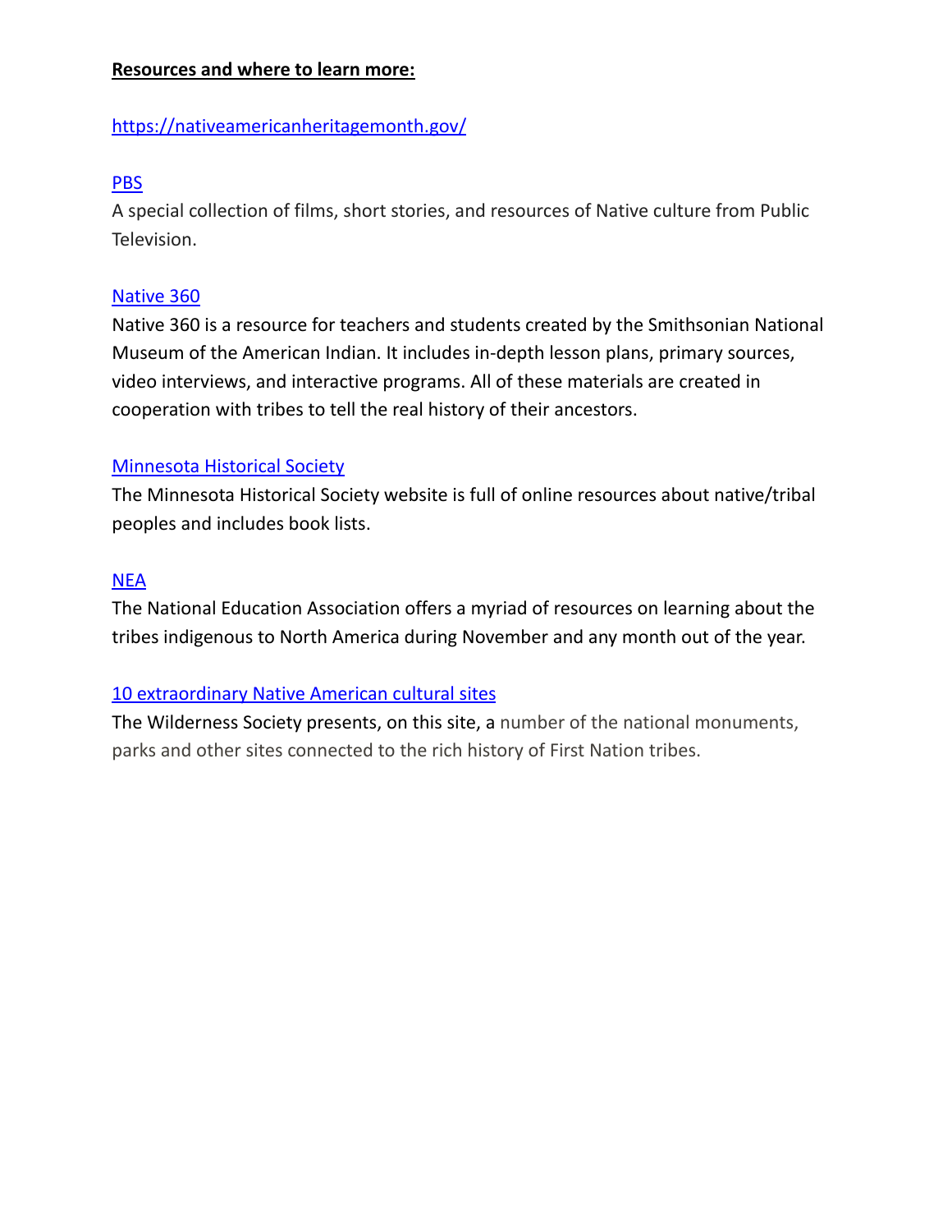**Resources and where to learn more:**

https://nativeamericanheritagemonth.gov/

PBS

A special collection of films, short stories, and resources of Native culture from Public Television.

Native 360

Native 360 is a resource for teachers and students created by the Smithsonian National Museum of the American Indian. It includes in-depth lesson plans, primary sources, video interviews, and interactive programs. All of these materials are created in cooperation with tribes to tell the real history of their ancestors.

Minnesota Historical Society

The Minnesota Historical Society website is full of online resources about native/tribal peoples and includes book lists.

NEA

The National Education Association offers a myriad of resources on learning about the tribes indigenous to North America during November and any month out of the year.

10 extraordinary Native American cultural sites

The Wilderness Society presents, on this site, a number of the national monuments, parks and other sites connected to the rich history of First Nation tribes.